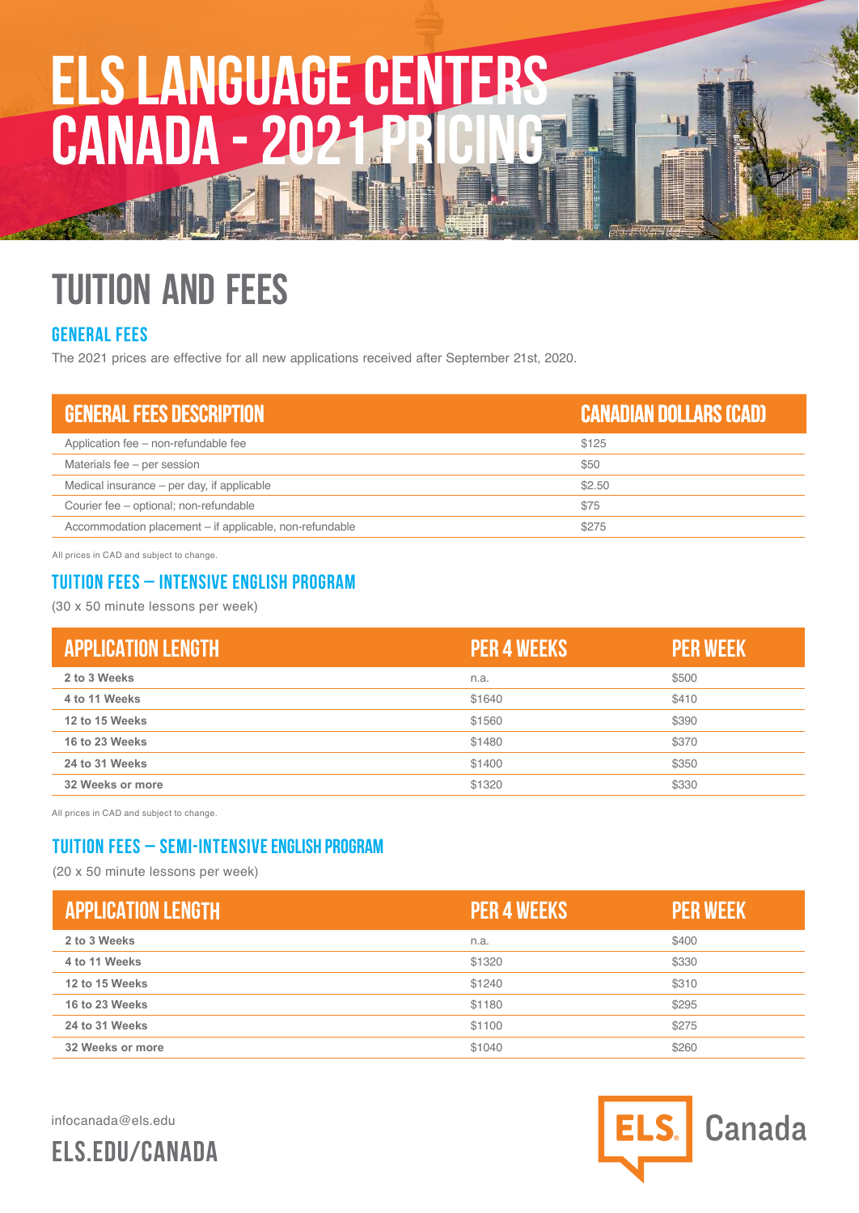# ELS LANGUAGE CENTERS CANADA - 2021 PRICING

## TUITION AND FEES

### GENERAL FEES

The 2021 prices are effective for all new applications received after September 21st, 2020.

| GENERAL FEES DESCRIPTION | CANADIAN DOLLARS (CAD) |
|---|---|
| Application fee – non-refundable fee | $125 |
| Materials fee – per session | $50 |
| Medical insurance – per day, if applicable | $2.50 |
| Courier fee – optional; non-refundable | $75 |
| Accommodation placement – if applicable, non-refundable | $275 |

All prices in CAD and subject to change.

### TUITION FEES – INTENSIVE ENGLISH PROGRAM

(30 x 50 minute lessons per week)

| APPLICATION LENGTH | PER 4 WEEKS | PER WEEK |
|---|---|---|
| **2 to 3 Weeks** | n.a. | $500 |
| **4 to 11 Weeks** | $1640 | $410 |
| **12 to 15 Weeks** | $1560 | $390 |
| **16 to 23 Weeks** | $1480 | $370 |
| **24 to 31 Weeks** | $1400 | $350 |
| **32 Weeks or more** | $1320 | $330 |

All prices in CAD and subject to change.

### TUITION FEES – SEMI-INTENSIVE ENGLISH PROGRAM

(20 x 50 minute lessons per week)

| APPLICATION LENGTH | PER 4 WEEKS | PER WEEK |
|---|---|---|
| **2 to 3 Weeks** | n.a. | $400 |
| **4 to 11 Weeks** | $1320 | $330 |
| **12 to 15 Weeks** | $1240 | $310 |
| **16 to 23 Weeks** | $1180 | $295 |
| **24 to 31 Weeks** | $1100 | $275 |
| **32 Weeks or more** | $1040 | $260 |

infocanada@els.edu

ELS.EDU/CANADA

ELS Canada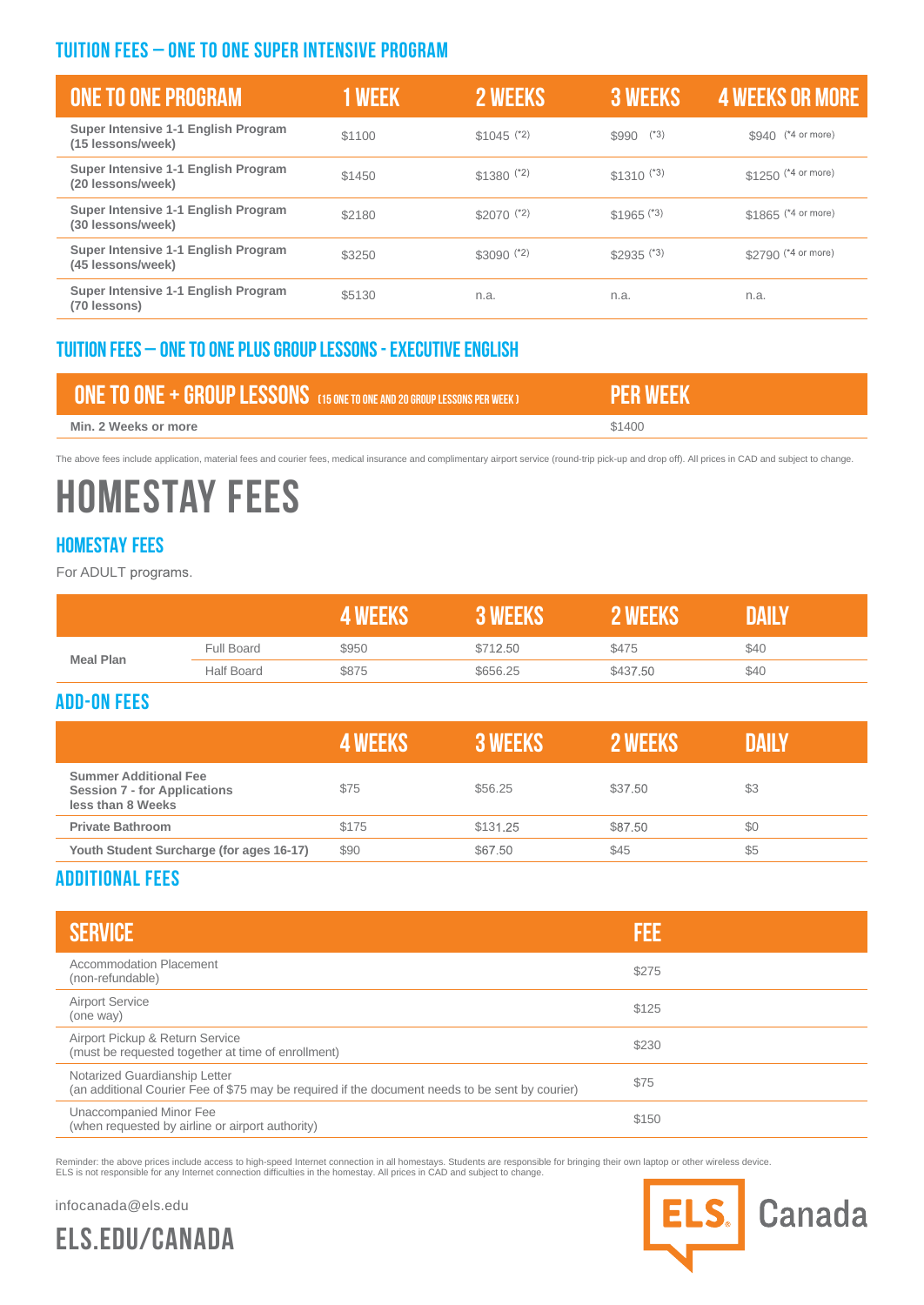## TUITION FEES – ONE TO ONE SUPER INTENSIVE PROGRAM

| ONE TO ONE PROGRAM | 1 WEEK | 2 WEEKS | 3 WEEKS | 4 WEEKS OR MORE |
|---|---|---|---|---|
| **Super Intensive 1-1 English Program (15 lessons/week)** | $1100 | $1045 (*2) | $990 (*3) | $940 (*4 or more) |
| **Super Intensive 1-1 English Program (20 lessons/week)** | $1450 | $1380 (*2) | $1310 (*3) | $1250 (*4 or more) |
| **Super Intensive 1-1 English Program (30 lessons/week)** | $2180 | $2070 (*2) | $1965 (*3) | $1865 (*4 or more) |
| **Super Intensive 1-1 English Program (45 lessons/week)** | $3250 | $3090 (*2) | $2935 (*3) | $2790 (*4 or more) |
| **Super Intensive 1-1 English Program (70 lessons)** | $5130 | n.a. | n.a. | n.a. |

## TUITION FEES – ONE TO ONE PLUS GROUP LESSONS - EXECUTIVE ENGLISH

| ONE TO ONE + GROUP LESSONS (15 ONE TO ONE AND 20 GROUP LESSONS PER WEEK) | PER WEEK |
|---|---|
| **Min. 2 Weeks or more** | $1400 |

The above fees include application, material fees and courier fees, medical insurance and complimentary airport service (round-trip pick-up and drop off). All prices in CAD and subject to change.

# HOMESTAY FEES

## HOMESTAY FEES

For ADULT programs.

| | | 4 WEEKS | 3 WEEKS | 2 WEEKS | DAILY |
|---|---|---|---|---|---|
| **Meal Plan** | Full Board | $950 | $712.50 | $475 | $40 |
| | Half Board | $875 | $656.25 | $437.50 | $40 |

## ADD-ON FEES

| | 4 WEEKS | 3 WEEKS | 2 WEEKS | DAILY |
|---|---|---|---|---|
| **Summer Additional Fee Session 7 - for Applications less than 8 Weeks** | $75 | $56.25 | $37.50 | $3 |
| **Private Bathroom** | $175 | $131.25 | $87.50 | $0 |
| **Youth Student Surcharge (for ages 16-17)** | $90 | $67.50 | $45 | $5 |

## ADDITIONAL FEES

| SERVICE | FEE |
|---|---|
| Accommodation Placement (non-refundable) | $275 |
| Airport Service (one way) | $125 |
| Airport Pickup & Return Service (must be requested together at time of enrollment) | $230 |
| Notarized Guardianship Letter (an additional Courier Fee of $75 may be required if the document needs to be sent by courier) | $75 |
| Unaccompanied Minor Fee (when requested by airline or airport authority) | $150 |

Reminder: the above prices include access to high-speed Internet connection in all homestays. Students are responsible for bringing their own laptop or other wireless device. ELS is not responsible for any Internet connection difficulties in the homestay. All prices in CAD and subject to change.

infocanada@els.edu

ELS.EDU/CANADA

ELS Canada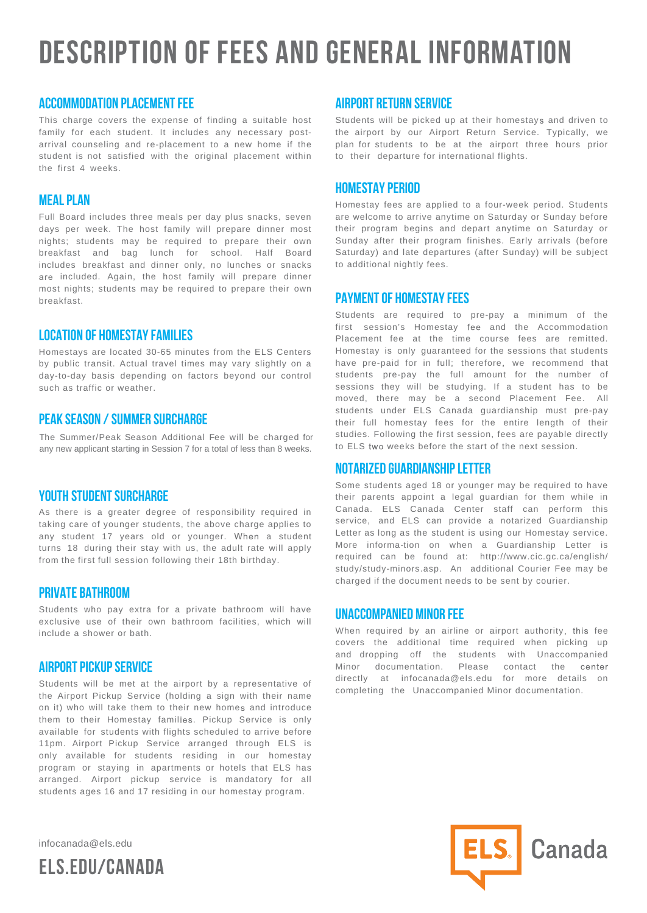# DESCRIPTION OF FEES AND GENERAL INFORMATION

## ACCOMMODATION PLACEMENT FEE

This charge covers the expense of finding a suitable host family for each student. It includes any necessary post-arrival counseling and re-placement to a new home if the student is not satisfied with the original placement within the first 4 weeks.

## MEAL PLAN

Full Board includes three meals per day plus snacks, seven days per week. The host family will prepare dinner most nights; students may be required to prepare their own breakfast and bag lunch for school. Half Board includes breakfast and dinner only, no lunches or snacks are included. Again, the host family will prepare dinner most nights; students may be required to prepare their own breakfast.

## LOCATION OF HOMESTAY FAMILIES

Homestays are located 30-65 minutes from the ELS Centers by public transit. Actual travel times may vary slightly on a day-to-day basis depending on factors beyond our control such as traffic or weather.

## PEAK SEASON / SUMMER SURCHARGE

The Summer/Peak Season Additional Fee will be charged for any new applicant starting in Session 7 for a total of less than 8 weeks.

## YOUTH STUDENT SURCHARGE

As there is a greater degree of responsibility required in taking care of younger students, the above charge applies to any student 17 years old or younger. When a student turns 18 during their stay with us, the adult rate will apply from the first full session following their 18th birthday.

## PRIVATE BATHROOM

Students who pay extra for a private bathroom will have exclusive use of their own bathroom facilities, which will include a shower or bath.

## AIRPORT PICKUP SERVICE

Students will be met at the airport by a representative of the Airport Pickup Service (holding a sign with their name on it) who will take them to their new homes and introduce them to their Homestay families. Pickup Service is only available for students with flights scheduled to arrive before 11pm. Airport Pickup Service arranged through ELS is only available for students residing in our homestay program or staying in apartments or hotels that ELS has arranged. Airport pickup service is mandatory for all students ages 16 and 17 residing in our homestay program.

## AIRPORT RETURN SERVICE

Students will be picked up at their homestays and driven to the airport by our Airport Return Service. Typically, we plan for students to be at the airport three hours prior to their departure for international flights.

## HOMESTAY PERIOD

Homestay fees are applied to a four-week period. Students are welcome to arrive anytime on Saturday or Sunday before their program begins and depart anytime on Saturday or Sunday after their program finishes. Early arrivals (before Saturday) and late departures (after Sunday) will be subject to additional nightly fees.

## PAYMENT OF HOMESTAY FEES

Students are required to pre-pay a minimum of the first session's Homestay fee and the Accommodation Placement fee at the time course fees are remitted. Homestay is only guaranteed for the sessions that students have pre-paid for in full; therefore, we recommend that students pre-pay the full amount for the number of sessions they will be studying. If a student has to be moved, there may be a second Placement Fee. All students under ELS Canada guardianship must pre-pay their full homestay fees for the entire length of their studies. Following the first session, fees are payable directly to ELS two weeks before the start of the next session.

## NOTARIZED GUARDIANSHIP LETTER

Some students aged 18 or younger may be required to have their parents appoint a legal guardian for them while in Canada. ELS Canada Center staff can perform this service, and ELS can provide a notarized Guardianship Letter as long as the student is using our Homestay service. More informa-tion on when a Guardianship Letter is required can be found at: http://www.cic.gc.ca/english/study/study-minors.asp. An additional Courier Fee may be charged if the document needs to be sent by courier.

## UNACCOMPANIED MINOR FEE

When required by an airline or airport authority, this fee covers the additional time required when picking up and dropping off the students with Unaccompanied Minor documentation. Please contact the center directly at infocanada@els.edu for more details on completing the Unaccompanied Minor documentation.

infocanada@els.edu

ELS.EDU/CANADA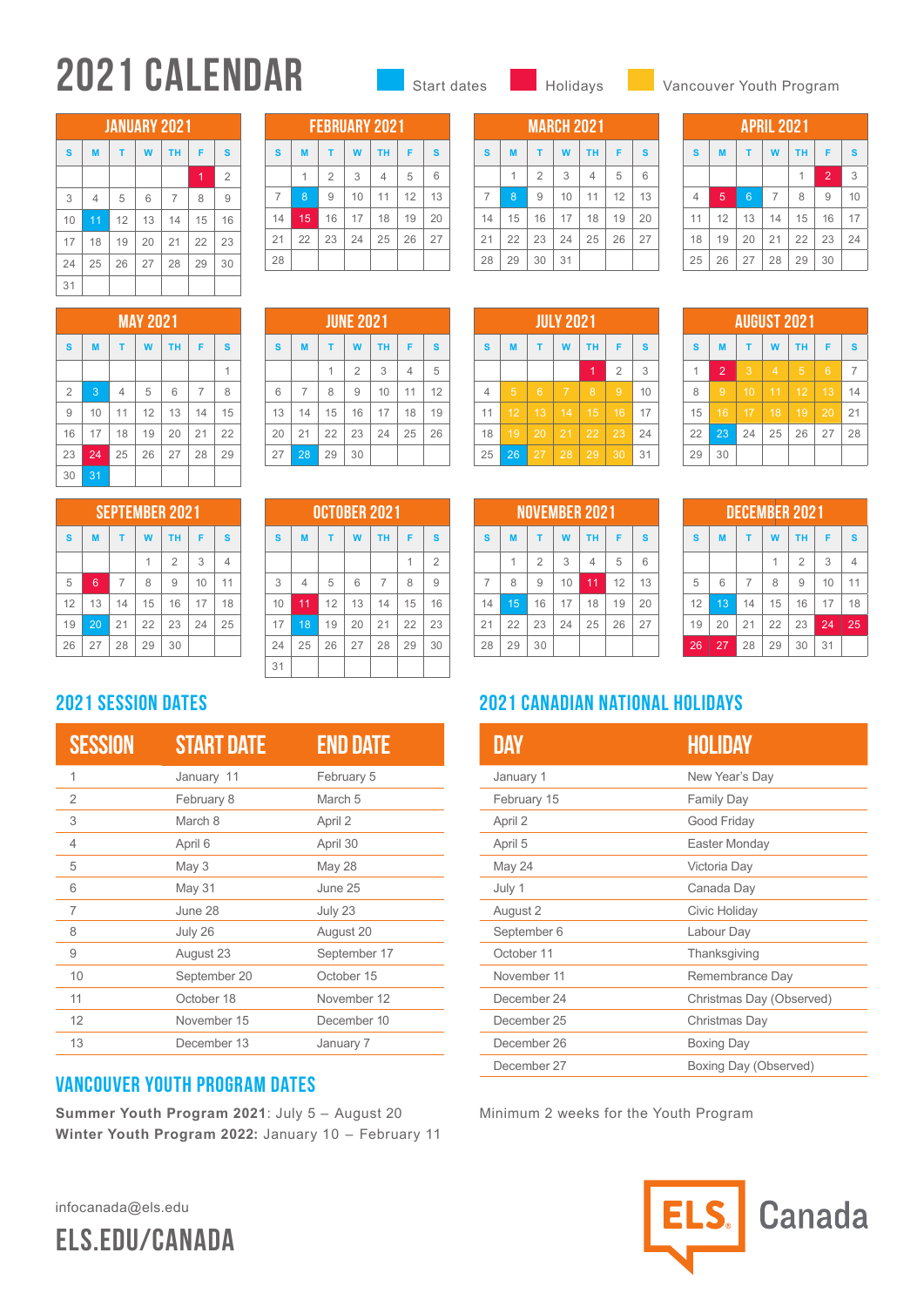# 2021 CALENDAR

Start dates | Holidays | Vancouver Youth Program

### JANUARY 2021

| S | M | T | W | TH | F | S |
|---|---|---|---|---|---|---|
| | | | | | 1 | 2 |
| 3 | 4 | 5 | 6 | 7 | 8 | 9 |
| 10 | 11 | 12 | 13 | 14 | 15 | 16 |
| 17 | 18 | 19 | 20 | 21 | 22 | 23 |
| 24 | 25 | 26 | 27 | 28 | 29 | 30 |
| 31 | | | | | | |

### FEBRUARY 2021

| S | M | T | W | TH | F | S |
|---|---|---|---|---|---|---|
| | 1 | 2 | 3 | 4 | 5 | 6 |
| 7 | 8 | 9 | 10 | 11 | 12 | 13 |
| 14 | 15 | 16 | 17 | 18 | 19 | 20 |
| 21 | 22 | 23 | 24 | 25 | 26 | 27 |
| 28 | | | | | | |

### MARCH 2021

| S | M | T | W | TH | F | S |
|---|---|---|---|---|---|---|
| | 1 | 2 | 3 | 4 | 5 | 6 |
| 7 | 8 | 9 | 10 | 11 | 12 | 13 |
| 14 | 15 | 16 | 17 | 18 | 19 | 20 |
| 21 | 22 | 23 | 24 | 25 | 26 | 27 |
| 28 | 29 | 30 | 31 | | | |

### APRIL 2021

| S | M | T | W | TH | F | S |
|---|---|---|---|---|---|---|
| | | | | 1 | 2 | 3 |
| 4 | 5 | 6 | 7 | 8 | 9 | 10 |
| 11 | 12 | 13 | 14 | 15 | 16 | 17 |
| 18 | 19 | 20 | 21 | 22 | 23 | 24 |
| 25 | 26 | 27 | 28 | 29 | 30 | |

### MAY 2021

| S | M | T | W | TH | F | S |
|---|---|---|---|---|---|---|
| | | | | | | 1 |
| 2 | 3 | 4 | 5 | 6 | 7 | 8 |
| 9 | 10 | 11 | 12 | 13 | 14 | 15 |
| 16 | 17 | 18 | 19 | 20 | 21 | 22 |
| 23 | 24 | 25 | 26 | 27 | 28 | 29 |
| 30 | 31 | | | | | |

### JUNE 2021

| S | M | T | W | TH | F | S |
|---|---|---|---|---|---|---|
| | | 1 | 2 | 3 | 4 | 5 |
| 6 | 7 | 8 | 9 | 10 | 11 | 12 |
| 13 | 14 | 15 | 16 | 17 | 18 | 19 |
| 20 | 21 | 22 | 23 | 24 | 25 | 26 |
| 27 | 28 | 29 | 30 | | | |

### JULY 2021

| S | M | T | W | TH | F | S |
|---|---|---|---|---|---|---|
| | | | | 1 | 2 | 3 |
| 4 | 5 | 6 | 7 | 8 | 9 | 10 |
| 11 | 12 | 13 | 14 | 15 | 16 | 17 |
| 18 | 19 | 20 | 21 | 22 | 23 | 24 |
| 25 | 26 | 27 | 28 | 29 | 30 | 31 |

### AUGUST 2021

| S | M | T | W | TH | F | S |
|---|---|---|---|---|---|---|
| 1 | 2 | 3 | 4 | 5 | 6 | 7 |
| 8 | 9 | 10 | 11 | 12 | 13 | 14 |
| 15 | 16 | 17 | 18 | 19 | 20 | 21 |
| 22 | 23 | 24 | 25 | 26 | 27 | 28 |
| 29 | 30 | | | | | |

### SEPTEMBER 2021

| S | M | T | W | TH | F | S |
|---|---|---|---|---|---|---|
| | | | 1 | 2 | 3 | 4 |
| 5 | 6 | 7 | 8 | 9 | 10 | 11 |
| 12 | 13 | 14 | 15 | 16 | 17 | 18 |
| 19 | 20 | 21 | 22 | 23 | 24 | 25 |
| 26 | 27 | 28 | 29 | 30 | | |

### OCTOBER 2021

| S | M | T | W | TH | F | S |
|---|---|---|---|---|---|---|
| | | | | | 1 | 2 |
| 3 | 4 | 5 | 6 | 7 | 8 | 9 |
| 10 | 11 | 12 | 13 | 14 | 15 | 16 |
| 17 | 18 | 19 | 20 | 21 | 22 | 23 |
| 24 | 25 | 26 | 27 | 28 | 29 | 30 |
| 31 | | | | | | |

### NOVEMBER 2021

| S | M | T | W | TH | F | S |
|---|---|---|---|---|---|---|
| | 1 | 2 | 3 | 4 | 5 | 6 |
| 7 | 8 | 9 | 10 | 11 | 12 | 13 |
| 14 | 15 | 16 | 17 | 18 | 19 | 20 |
| 21 | 22 | 23 | 24 | 25 | 26 | 27 |
| 28 | 29 | 30 | | | | |

### DECEMBER 2021

| S | M | T | W | TH | F | S |
|---|---|---|---|---|---|---|
| | | | 1 | 2 | 3 | 4 |
| 5 | 6 | 7 | 8 | 9 | 10 | 11 |
| 12 | 13 | 14 | 15 | 16 | 17 | 18 |
| 19 | 20 | 21 | 22 | 23 | 24 | 25 |
| 26 | 27 | 28 | 29 | 30 | 31 | |

## 2021 SESSION DATES

| SESSION | START DATE | END DATE |
|---|---|---|
| 1 | January 11 | February 5 |
| 2 | February 8 | March 5 |
| 3 | March 8 | April 2 |
| 4 | April 6 | April 30 |
| 5 | May 3 | May 28 |
| 6 | May 31 | June 25 |
| 7 | June 28 | July 23 |
| 8 | July 26 | August 20 |
| 9 | August 23 | September 17 |
| 10 | September 20 | October 15 |
| 11 | October 18 | November 12 |
| 12 | November 15 | December 10 |
| 13 | December 13 | January 7 |

## 2021 CANADIAN NATIONAL HOLIDAYS

| DAY | HOLIDAY |
|---|---|
| January 1 | New Year's Day |
| February 15 | Family Day |
| April 2 | Good Friday |
| April 5 | Easter Monday |
| May 24 | Victoria Day |
| July 1 | Canada Day |
| August 2 | Civic Holiday |
| September 6 | Labour Day |
| October 11 | Thanksgiving |
| November 11 | Remembrance Day |
| December 24 | Christmas Day (Observed) |
| December 25 | Christmas Day |
| December 26 | Boxing Day |
| December 27 | Boxing Day (Observed) |

## VANCOUVER YOUTH PROGRAM DATES

**Summer Youth Program 2021**: July 5 – August 20
**Winter Youth Program 2022:** January 10 – February 11

Minimum 2 weeks for the Youth Program

infocanada@els.edu

ELS.EDU/CANADA

ELS. Canada